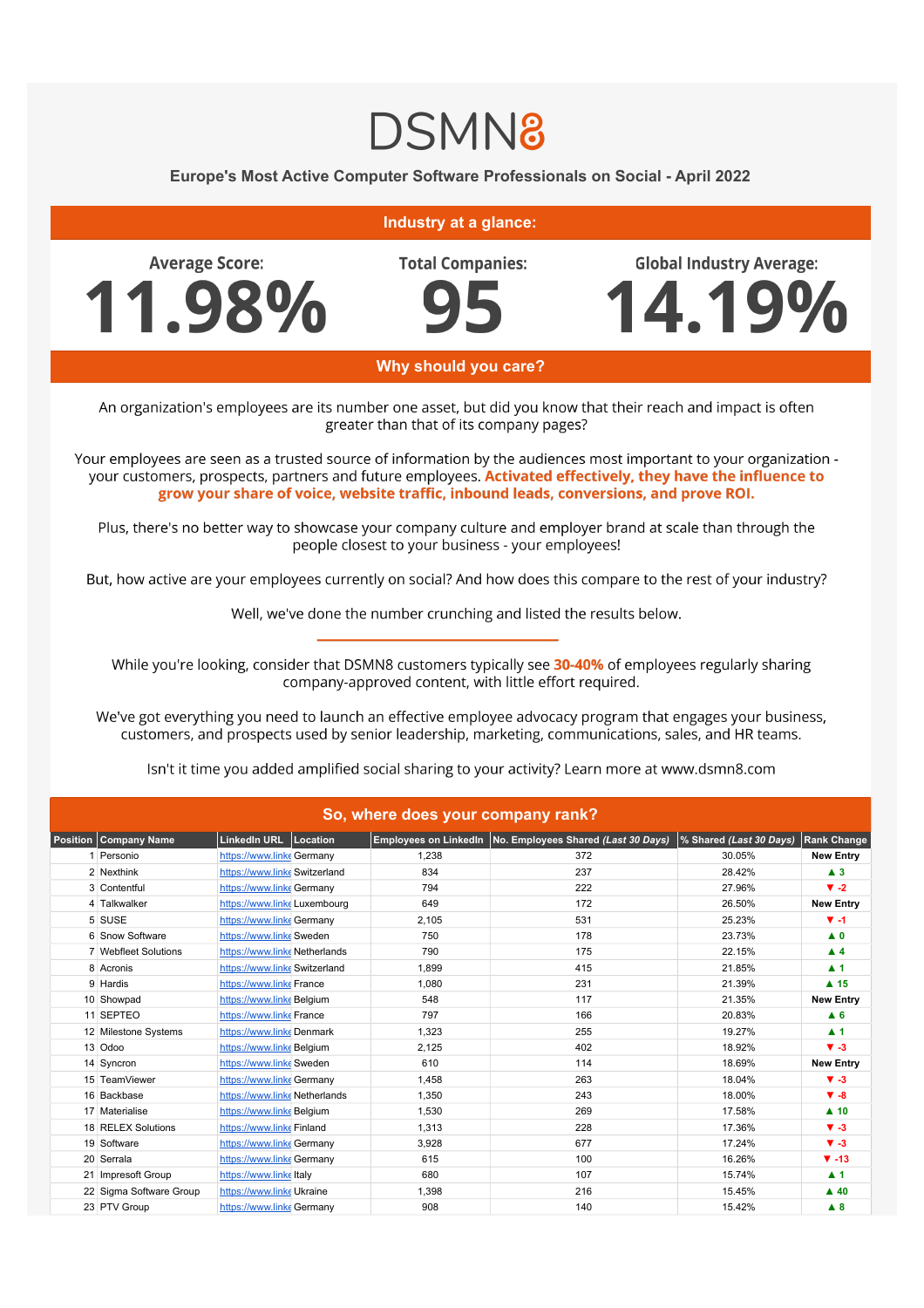# DSMN8

## Europe's Most Active Computer Software Professionals on Social - April 2022

### Industry at a glance:

| Average Score: | Total Companies: | Global Industry Average: |
|---|---|---|
| **11.98%** | **95** | **14.19%** |

### Why should you care?

An organization's employees are its number one asset, but did you know that their reach and impact is often greater than that of its company pages?

Your employees are seen as a trusted source of information by the audiences most important to your organization - your customers, prospects, partners and future employees. **Activated effectively, they have the influence to grow your share of voice, website traffic, inbound leads, conversions, and prove ROI.**

Plus, there's no better way to showcase your company culture and employer brand at scale than through the people closest to your business - your employees!

But, how active are your employees currently on social? And how does this compare to the rest of your industry?

Well, we've done the number crunching and listed the results below.

---

While you're looking, consider that DSMN8 customers typically see **30-40%** of employees regularly sharing company-approved content, with little effort required.

We've got everything you need to launch an effective employee advocacy program that engages your business, customers, and prospects used by senior leadership, marketing, communications, sales, and HR teams.

Isn't it time you added amplified social sharing to your activity? Learn more at www.dsmn8.com

### So, where does your company rank?

| Position | Company Name | LinkedIn URL | Location | Employees on LinkedIn | No. Employees Shared *(Last 30 Days)* | % Shared *(Last 30 Days)* | Rank Change |
|---|---|---|---|---|---|---|---|
| 1 | Personio | https://www.linke | Germany | 1,238 | 372 | 30.05% | New Entry |
| 2 | Nexthink | https://www.linke | Switzerland | 834 | 237 | 28.42% | ▲ 3 |
| 3 | Contentful | https://www.linke | Germany | 794 | 222 | 27.96% | ▼ -2 |
| 4 | Talkwalker | https://www.linke | Luxembourg | 649 | 172 | 26.50% | New Entry |
| 5 | SUSE | https://www.linke | Germany | 2,105 | 531 | 25.23% | ▼ -1 |
| 6 | Snow Software | https://www.linke | Sweden | 750 | 178 | 23.73% | ▲ 0 |
| 7 | Webfleet Solutions | https://www.linke | Netherlands | 790 | 175 | 22.15% | ▲ 4 |
| 8 | Acronis | https://www.linke | Switzerland | 1,899 | 415 | 21.85% | ▲ 1 |
| 9 | Hardis | https://www.linke | France | 1,080 | 231 | 21.39% | ▲ 15 |
| 10 | Showpad | https://www.linke | Belgium | 548 | 117 | 21.35% | New Entry |
| 11 | SEPTEO | https://www.linke | France | 797 | 166 | 20.83% | ▲ 6 |
| 12 | Milestone Systems | https://www.linke | Denmark | 1,323 | 255 | 19.27% | ▲ 1 |
| 13 | Odoo | https://www.linke | Belgium | 2,125 | 402 | 18.92% | ▼ -3 |
| 14 | Syncron | https://www.linke | Sweden | 610 | 114 | 18.69% | New Entry |
| 15 | TeamViewer | https://www.linke | Germany | 1,458 | 263 | 18.04% | ▼ -3 |
| 16 | Backbase | https://www.linke | Netherlands | 1,350 | 243 | 18.00% | ▼ -8 |
| 17 | Materialise | https://www.linke | Belgium | 1,530 | 269 | 17.58% | ▲ 10 |
| 18 | RELEX Solutions | https://www.linke | Finland | 1,313 | 228 | 17.36% | ▼ -3 |
| 19 | Software | https://www.linke | Germany | 3,928 | 677 | 17.24% | ▼ -3 |
| 20 | Serrala | https://www.linke | Germany | 615 | 100 | 16.26% | ▼ -13 |
| 21 | Impresoft Group | https://www.linke | Italy | 680 | 107 | 15.74% | ▲ 1 |
| 22 | Sigma Software Group | https://www.linke | Ukraine | 1,398 | 216 | 15.45% | ▲ 40 |
| 23 | PTV Group | https://www.linke | Germany | 908 | 140 | 15.42% | ▲ 8 |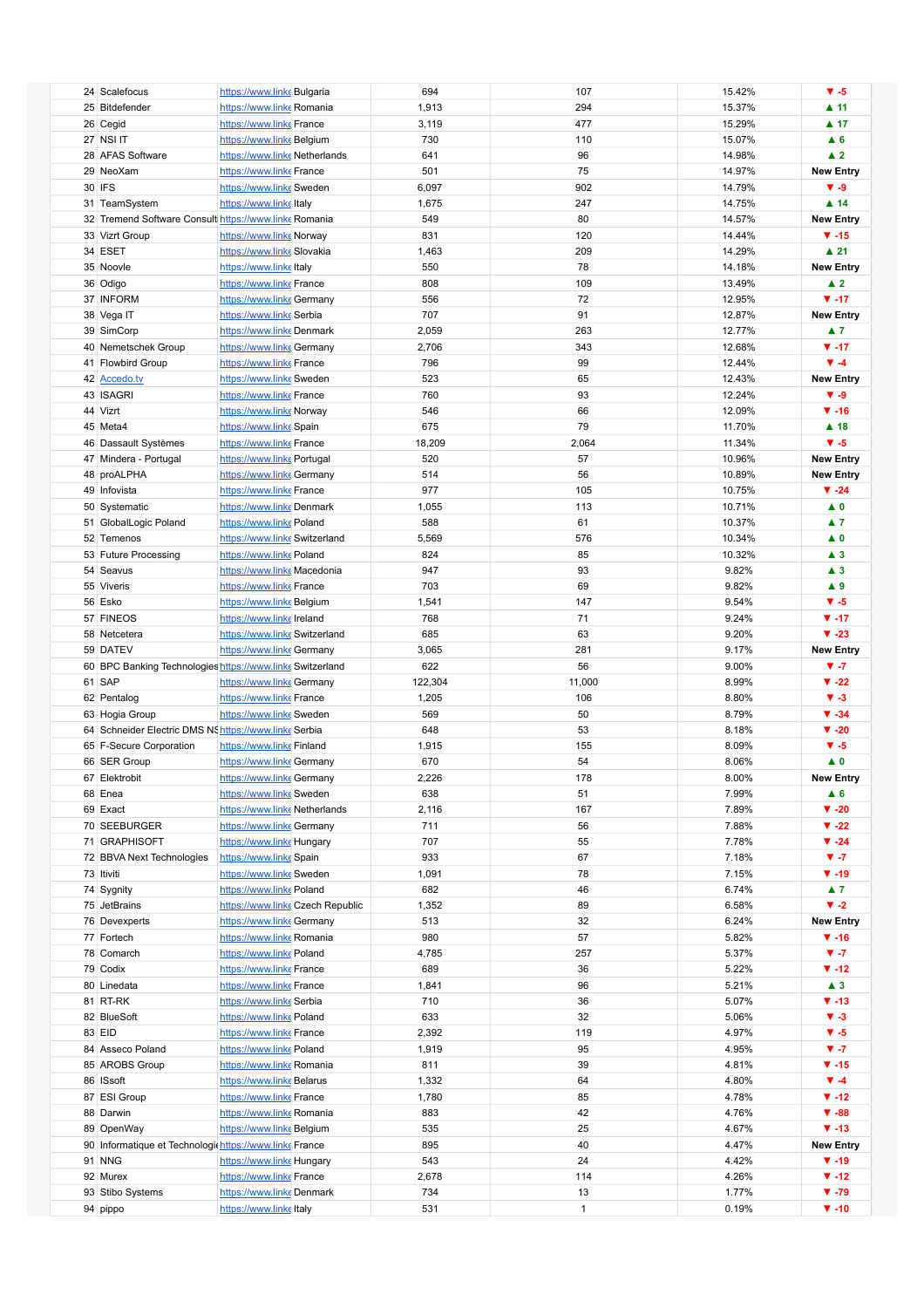| | | | | | | | |
|---|---|---|---|---|---|---|---|
| 24 | Scalefocus | https://www.linke | Bulgaria | 694 | 107 | 15.42% | ▼ -5 |
| 25 | Bitdefender | https://www.linke | Romania | 1,913 | 294 | 15.37% | ▲ 11 |
| 26 | Cegid | https://www.linke | France | 3,119 | 477 | 15.29% | ▲ 17 |
| 27 | NSI IT | https://www.linke | Belgium | 730 | 110 | 15.07% | ▲ 6 |
| 28 | AFAS Software | https://www.linke | Netherlands | 641 | 96 | 14.98% | ▲ 2 |
| 29 | NeoXam | https://www.linke | France | 501 | 75 | 14.97% | New Entry |
| 30 | IFS | https://www.linke | Sweden | 6,097 | 902 | 14.79% | ▼ -9 |
| 31 | TeamSystem | https://www.linke | Italy | 1,675 | 247 | 14.75% | ▲ 14 |
| 32 | Tremend Software Consult | https://www.linke | Romania | 549 | 80 | 14.57% | New Entry |
| 33 | Vizrt Group | https://www.linke | Norway | 831 | 120 | 14.44% | ▼ -15 |
| 34 | ESET | https://www.linke | Slovakia | 1,463 | 209 | 14.29% | ▲ 21 |
| 35 | Noovle | https://www.linke | Italy | 550 | 78 | 14.18% | New Entry |
| 36 | Odigo | https://www.linke | France | 808 | 109 | 13.49% | ▲ 2 |
| 37 | INFORM | https://www.linke | Germany | 556 | 72 | 12.95% | ▼ -17 |
| 38 | Vega IT | https://www.linke | Serbia | 707 | 91 | 12.87% | New Entry |
| 39 | SimCorp | https://www.linke | Denmark | 2,059 | 263 | 12.77% | ▲ 7 |
| 40 | Nemetschek Group | https://www.linke | Germany | 2,706 | 343 | 12.68% | ▼ -17 |
| 41 | Flowbird Group | https://www.linke | France | 796 | 99 | 12.44% | ▼ -4 |
| 42 | Accedo.tv | https://www.linke | Sweden | 523 | 65 | 12.43% | New Entry |
| 43 | ISAGRI | https://www.linke | France | 760 | 93 | 12.24% | ▼ -9 |
| 44 | Vizrt | https://www.linke | Norway | 546 | 66 | 12.09% | ▼ -16 |
| 45 | Meta4 | https://www.linke | Spain | 675 | 79 | 11.70% | ▲ 18 |
| 46 | Dassault Systèmes | https://www.linke | France | 18,209 | 2,064 | 11.34% | ▼ -5 |
| 47 | Mindera - Portugal | https://www.linke | Portugal | 520 | 57 | 10.96% | New Entry |
| 48 | proALPHA | https://www.linke | Germany | 514 | 56 | 10.89% | New Entry |
| 49 | Infovista | https://www.linke | France | 977 | 105 | 10.75% | ▼ -24 |
| 50 | Systematic | https://www.linke | Denmark | 1,055 | 113 | 10.71% | ▲ 0 |
| 51 | GlobalLogic Poland | https://www.linke | Poland | 588 | 61 | 10.37% | ▲ 7 |
| 52 | Temenos | https://www.linke | Switzerland | 5,569 | 576 | 10.34% | ▲ 0 |
| 53 | Future Processing | https://www.linke | Poland | 824 | 85 | 10.32% | ▲ 3 |
| 54 | Seavus | https://www.linke | Macedonia | 947 | 93 | 9.82% | ▲ 3 |
| 55 | Viveris | https://www.linke | France | 703 | 69 | 9.82% | ▲ 9 |
| 56 | Esko | https://www.linke | Belgium | 1,541 | 147 | 9.54% | ▼ -5 |
| 57 | FINEOS | https://www.linke | Ireland | 768 | 71 | 9.24% | ▼ -17 |
| 58 | Netcetera | https://www.linke | Switzerland | 685 | 63 | 9.20% | ▼ -23 |
| 59 | DATEV | https://www.linke | Germany | 3,065 | 281 | 9.17% | New Entry |
| 60 | BPC Banking Technologies | https://www.linke | Switzerland | 622 | 56 | 9.00% | ▼ -7 |
| 61 | SAP | https://www.linke | Germany | 122,304 | 11,000 | 8.99% | ▼ -22 |
| 62 | Pentalog | https://www.linke | France | 1,205 | 106 | 8.80% | ▼ -3 |
| 63 | Hogia Group | https://www.linke | Sweden | 569 | 50 | 8.79% | ▼ -34 |
| 64 | Schneider Electric DMS NS | https://www.linke | Serbia | 648 | 53 | 8.18% | ▼ -20 |
| 65 | F-Secure Corporation | https://www.linke | Finland | 1,915 | 155 | 8.09% | ▼ -5 |
| 66 | SER Group | https://www.linke | Germany | 670 | 54 | 8.06% | ▲ 0 |
| 67 | Elektrobit | https://www.linke | Germany | 2,226 | 178 | 8.00% | New Entry |
| 68 | Enea | https://www.linke | Sweden | 638 | 51 | 7.99% | ▲ 6 |
| 69 | Exact | https://www.linke | Netherlands | 2,116 | 167 | 7.89% | ▼ -20 |
| 70 | SEEBURGER | https://www.linke | Germany | 711 | 56 | 7.88% | ▼ -22 |
| 71 | GRAPHISOFT | https://www.linke | Hungary | 707 | 55 | 7.78% | ▼ -24 |
| 72 | BBVA Next Technologies | https://www.linke | Spain | 933 | 67 | 7.18% | ▼ -7 |
| 73 | Itiviti | https://www.linke | Sweden | 1,091 | 78 | 7.15% | ▼ -19 |
| 74 | Sygnity | https://www.linke | Poland | 682 | 46 | 6.74% | ▲ 7 |
| 75 | JetBrains | https://www.linke | Czech Republic | 1,352 | 89 | 6.58% | ▼ -2 |
| 76 | Devexperts | https://www.linke | Germany | 513 | 32 | 6.24% | New Entry |
| 77 | Fortech | https://www.linke | Romania | 980 | 57 | 5.82% | ▼ -16 |
| 78 | Comarch | https://www.linke | Poland | 4,785 | 257 | 5.37% | ▼ -7 |
| 79 | Codix | https://www.linke | France | 689 | 36 | 5.22% | ▼ -12 |
| 80 | Linedata | https://www.linke | France | 1,841 | 96 | 5.21% | ▲ 3 |
| 81 | RT-RK | https://www.linke | Serbia | 710 | 36 | 5.07% | ▼ -13 |
| 82 | BlueSoft | https://www.linke | Poland | 633 | 32 | 5.06% | ▼ -3 |
| 83 | EID | https://www.linke | France | 2,392 | 119 | 4.97% | ▼ -5 |
| 84 | Asseco Poland | https://www.linke | Poland | 1,919 | 95 | 4.95% | ▼ -7 |
| 85 | AROBS Group | https://www.linke | Romania | 811 | 39 | 4.81% | ▼ -15 |
| 86 | ISsoft | https://www.linke | Belarus | 1,332 | 64 | 4.80% | ▼ -4 |
| 87 | ESI Group | https://www.linke | France | 1,780 | 85 | 4.78% | ▼ -12 |
| 88 | Darwin | https://www.linke | Romania | 883 | 42 | 4.76% | ▼ -88 |
| 89 | OpenWay | https://www.linke | Belgium | 535 | 25 | 4.67% | ▼ -13 |
| 90 | Informatique et Technologie | https://www.linke | France | 895 | 40 | 4.47% | New Entry |
| 91 | NNG | https://www.linke | Hungary | 543 | 24 | 4.42% | ▼ -19 |
| 92 | Murex | https://www.linke | France | 2,678 | 114 | 4.26% | ▼ -12 |
| 93 | Stibo Systems | https://www.linke | Denmark | 734 | 13 | 1.77% | ▼ -79 |
| 94 | pippo | https://www.linke | Italy | 531 | 1 | 0.19% | ▼ -10 |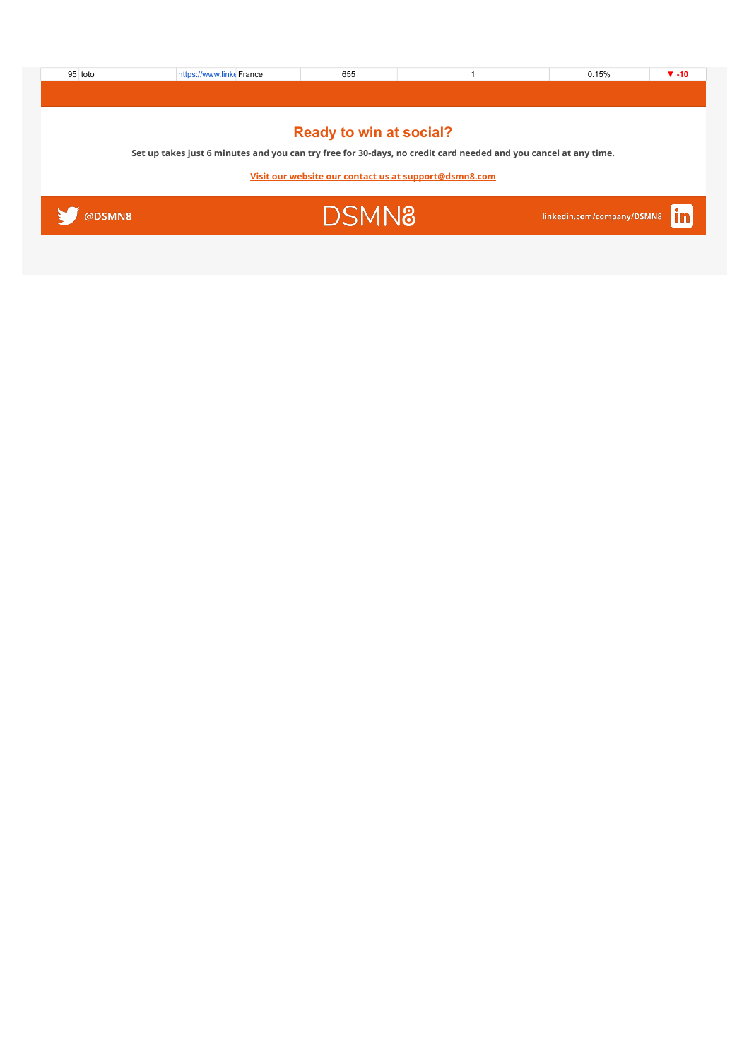| | | | | | | | |
|---|---|---|---|---|---|---|---|
| 95 | toto | https://www.linke | France | 655 | 1 | 0.15% | ▼ -10 |

## Ready to win at social?

**Set up takes just 6 minutes and you can try free for 30-days, no credit card needed and you cancel at any time.**

**Visit our website our contact us at support@dsmn8.com**

@DSMN8

DSMN8

linkedin.com/company/DSMN8